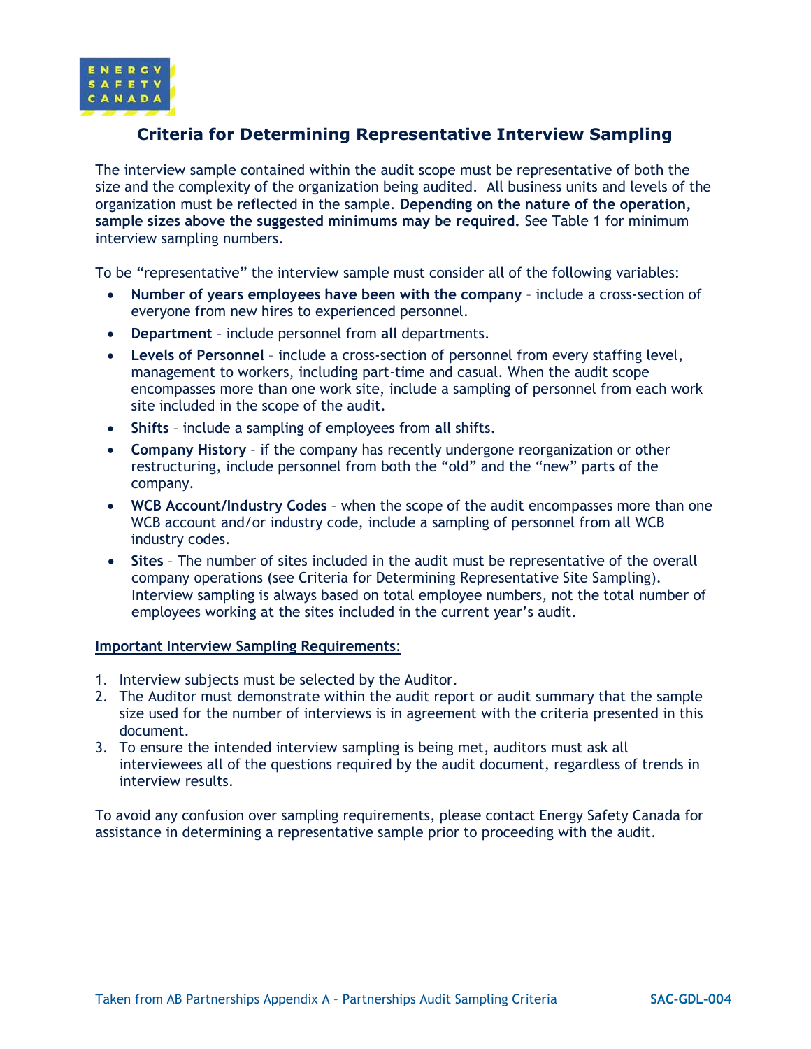# Criteria for Determining Representative Interview Sampling

The interview sample contained within the audit scope must be representative of both the size and the complexity of the organization being audited. All business units and levels of the organization must be reflected in the sample. **Depending on the nature of the operation, sample sizes above the suggested minimums may be required.** See Table 1 for minimum interview sampling numbers.

To be "representative" the interview sample must consider all of the following variables:

- **Number of years employees have been with the company** – include a cross-section of everyone from new hires to experienced personnel.
- **Department** – include personnel from **all** departments.
- **Levels of Personnel** – include a cross-section of personnel from every staffing level, management to workers, including part-time and casual. When the audit scope encompasses more than one work site, include a sampling of personnel from each work site included in the scope of the audit.
- **Shifts** – include a sampling of employees from **all** shifts.
- **Company History** – if the company has recently undergone reorganization or other restructuring, include personnel from both the "old" and the "new" parts of the company.
- **WCB Account/Industry Codes** – when the scope of the audit encompasses more than one WCB account and/or industry code, include a sampling of personnel from all WCB industry codes.
- **Sites** – The number of sites included in the audit must be representative of the overall company operations (see Criteria for Determining Representative Site Sampling). Interview sampling is always based on total employee numbers, not the total number of employees working at the sites included in the current year's audit.

<u>Important Interview Sampling Requirements</u>:

1. Interview subjects must be selected by the Auditor.
2. The Auditor must demonstrate within the audit report or audit summary that the sample size used for the number of interviews is in agreement with the criteria presented in this document.
3. To ensure the intended interview sampling is being met, auditors must ask all interviewees all of the questions required by the audit document, regardless of trends in interview results.

To avoid any confusion over sampling requirements, please contact Energy Safety Canada for assistance in determining a representative sample prior to proceeding with the audit.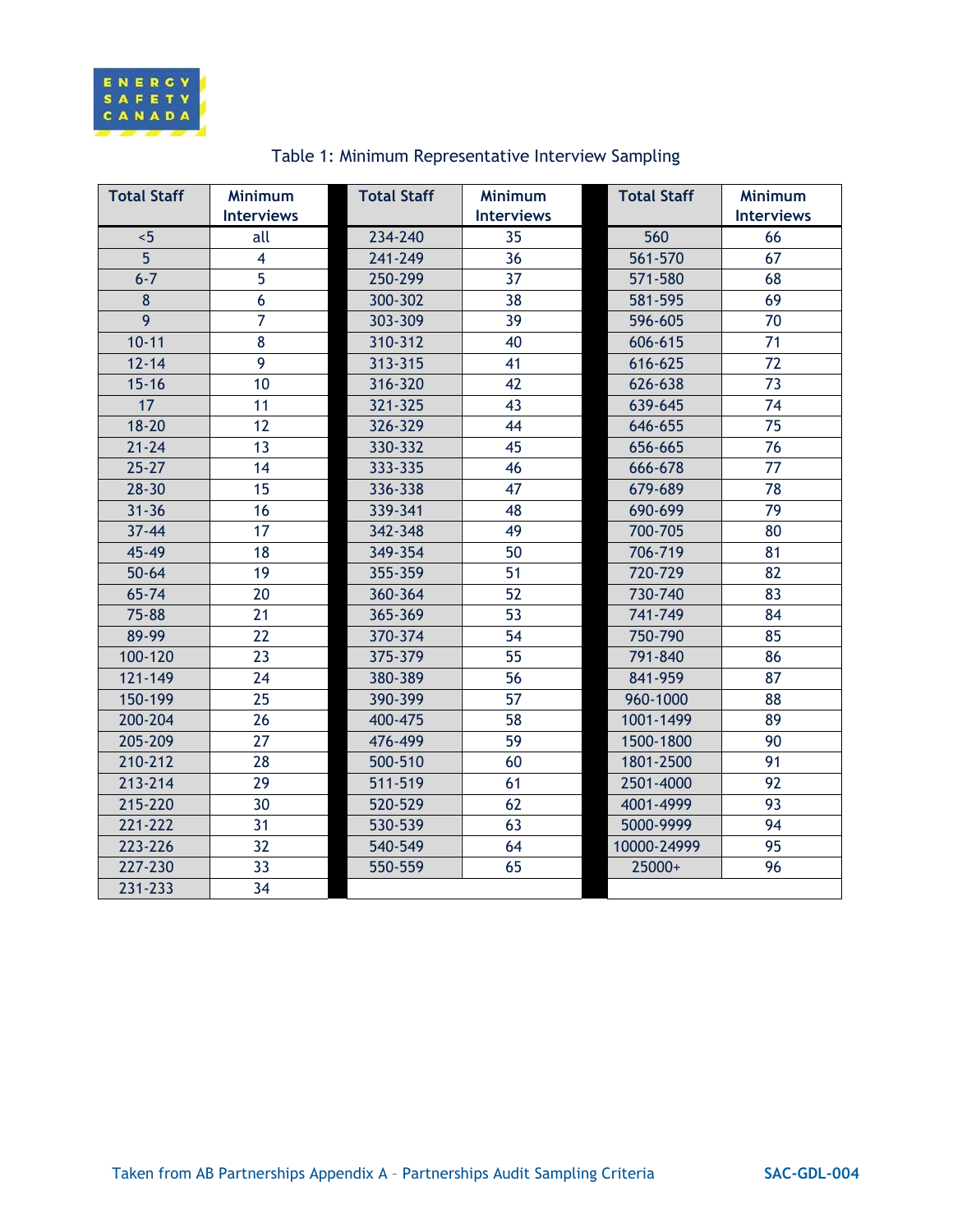Table 1: Minimum Representative Interview Sampling

| Total Staff | Minimum Interviews | Total Staff | Minimum Interviews | Total Staff | Minimum Interviews |
|---|---|---|---|---|---|
| <5 | all | 234-240 | 35 | 560 | 66 |
| 5 | 4 | 241-249 | 36 | 561-570 | 67 |
| 6-7 | 5 | 250-299 | 37 | 571-580 | 68 |
| 8 | 6 | 300-302 | 38 | 581-595 | 69 |
| 9 | 7 | 303-309 | 39 | 596-605 | 70 |
| 10-11 | 8 | 310-312 | 40 | 606-615 | 71 |
| 12-14 | 9 | 313-315 | 41 | 616-625 | 72 |
| 15-16 | 10 | 316-320 | 42 | 626-638 | 73 |
| 17 | 11 | 321-325 | 43 | 639-645 | 74 |
| 18-20 | 12 | 326-329 | 44 | 646-655 | 75 |
| 21-24 | 13 | 330-332 | 45 | 656-665 | 76 |
| 25-27 | 14 | 333-335 | 46 | 666-678 | 77 |
| 28-30 | 15 | 336-338 | 47 | 679-689 | 78 |
| 31-36 | 16 | 339-341 | 48 | 690-699 | 79 |
| 37-44 | 17 | 342-348 | 49 | 700-705 | 80 |
| 45-49 | 18 | 349-354 | 50 | 706-719 | 81 |
| 50-64 | 19 | 355-359 | 51 | 720-729 | 82 |
| 65-74 | 20 | 360-364 | 52 | 730-740 | 83 |
| 75-88 | 21 | 365-369 | 53 | 741-749 | 84 |
| 89-99 | 22 | 370-374 | 54 | 750-790 | 85 |
| 100-120 | 23 | 375-379 | 55 | 791-840 | 86 |
| 121-149 | 24 | 380-389 | 56 | 841-959 | 87 |
| 150-199 | 25 | 390-399 | 57 | 960-1000 | 88 |
| 200-204 | 26 | 400-475 | 58 | 1001-1499 | 89 |
| 205-209 | 27 | 476-499 | 59 | 1500-1800 | 90 |
| 210-212 | 28 | 500-510 | 60 | 1801-2500 | 91 |
| 213-214 | 29 | 511-519 | 61 | 2501-4000 | 92 |
| 215-220 | 30 | 520-529 | 62 | 4001-4999 | 93 |
| 221-222 | 31 | 530-539 | 63 | 5000-9999 | 94 |
| 223-226 | 32 | 540-549 | 64 | 10000-24999 | 95 |
| 227-230 | 33 | 550-559 | 65 | 25000+ | 96 |
| 231-233 | 34 | | | | |

Taken from AB Partnerships Appendix A – Partnerships Audit Sampling Criteria

SAC-GDL-004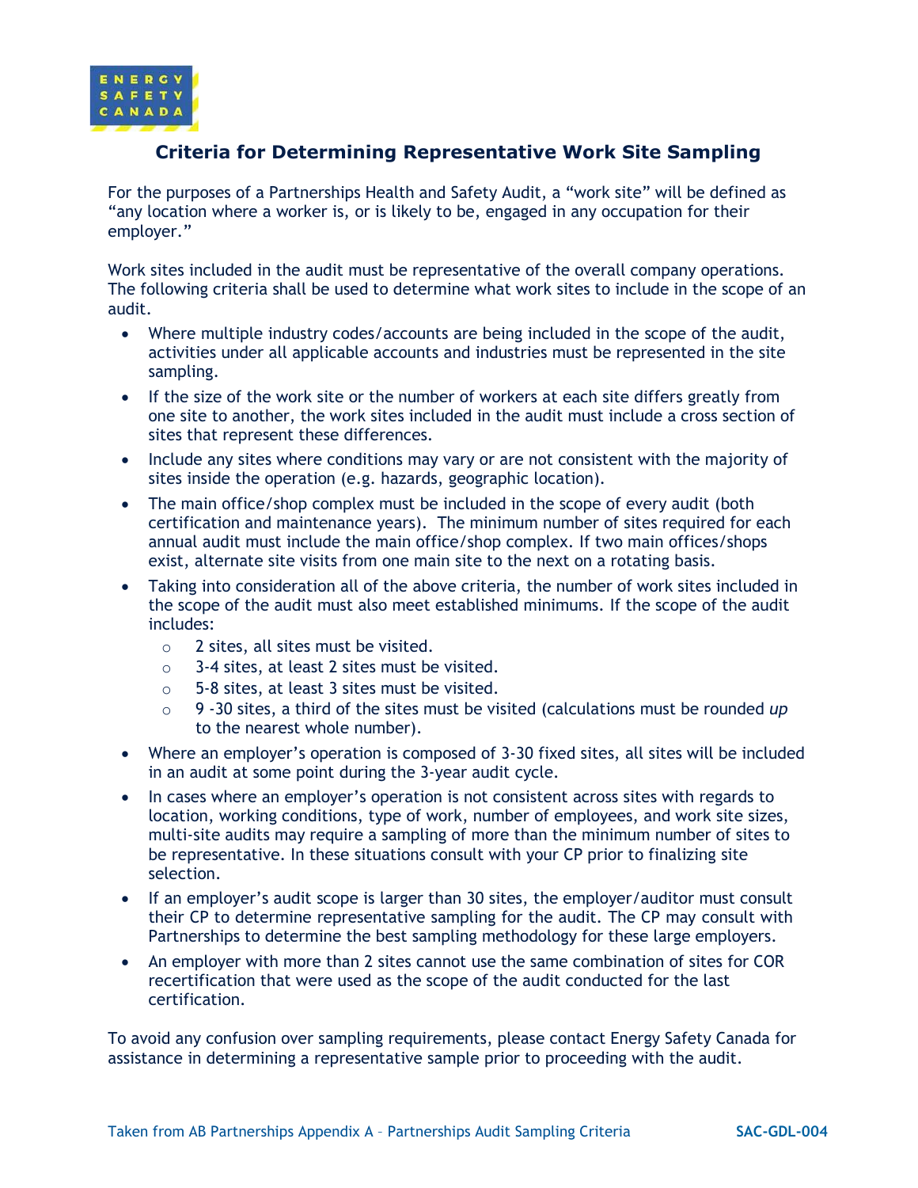# Criteria for Determining Representative Work Site Sampling

For the purposes of a Partnerships Health and Safety Audit, a "work site" will be defined as "any location where a worker is, or is likely to be, engaged in any occupation for their employer."

Work sites included in the audit must be representative of the overall company operations. The following criteria shall be used to determine what work sites to include in the scope of an audit.

- Where multiple industry codes/accounts are being included in the scope of the audit, activities under all applicable accounts and industries must be represented in the site sampling.
- If the size of the work site or the number of workers at each site differs greatly from one site to another, the work sites included in the audit must include a cross section of sites that represent these differences.
- Include any sites where conditions may vary or are not consistent with the majority of sites inside the operation (e.g. hazards, geographic location).
- The main office/shop complex must be included in the scope of every audit (both certification and maintenance years). The minimum number of sites required for each annual audit must include the main office/shop complex. If two main offices/shops exist, alternate site visits from one main site to the next on a rotating basis.
- Taking into consideration all of the above criteria, the number of work sites included in the scope of the audit must also meet established minimums. If the scope of the audit includes:
  - 2 sites, all sites must be visited.
  - 3-4 sites, at least 2 sites must be visited.
  - 5-8 sites, at least 3 sites must be visited.
  - 9 -30 sites, a third of the sites must be visited (calculations must be rounded *up* to the nearest whole number).
- Where an employer's operation is composed of 3-30 fixed sites, all sites will be included in an audit at some point during the 3-year audit cycle.
- In cases where an employer's operation is not consistent across sites with regards to location, working conditions, type of work, number of employees, and work site sizes, multi-site audits may require a sampling of more than the minimum number of sites to be representative. In these situations consult with your CP prior to finalizing site selection.
- If an employer's audit scope is larger than 30 sites, the employer/auditor must consult their CP to determine representative sampling for the audit. The CP may consult with Partnerships to determine the best sampling methodology for these large employers.
- An employer with more than 2 sites cannot use the same combination of sites for COR recertification that were used as the scope of the audit conducted for the last certification.

To avoid any confusion over sampling requirements, please contact Energy Safety Canada for assistance in determining a representative sample prior to proceeding with the audit.

Taken from AB Partnerships Appendix A – Partnerships Audit Sampling Criteria SAC-GDL-004